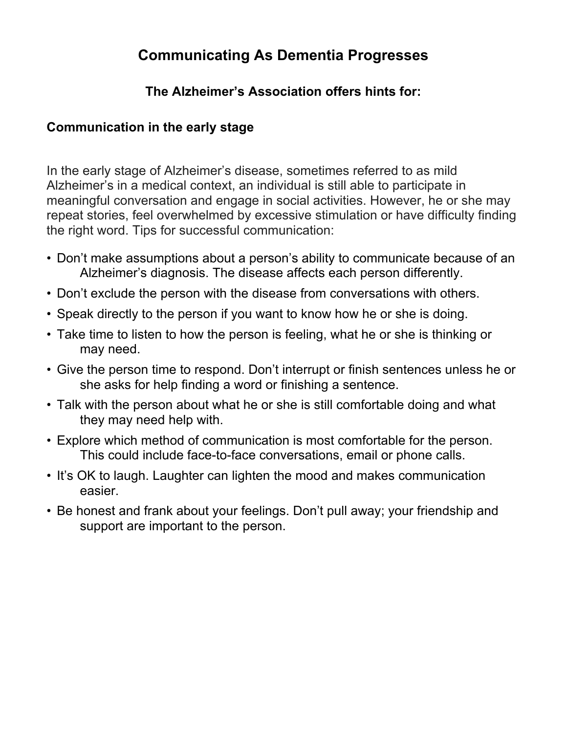# Communicating As Dementia Progresses

### The Alzheimer's Association offers hints for:

## Communication in the early stage

In the early stage of Alzheimer's disease, sometimes referred to as mild Alzheimer's in a medical context, an individual is still able to participate in meaningful conversation and engage in social activities. However, he or she may repeat stories, feel overwhelmed by excessive stimulation or have difficulty finding the right word. Tips for successful communication:

- Don't make assumptions about a person's ability to communicate because of an Alzheimer's diagnosis. The disease affects each person differently.
- Don't exclude the person with the disease from conversations with others.
- Speak directly to the person if you want to know how he or she is doing.
- Take time to listen to how the person is feeling, what he or she is thinking or may need.
- Give the person time to respond. Don't interrupt or finish sentences unless he or she asks for help finding a word or finishing a sentence.
- Talk with the person about what he or she is still comfortable doing and what they may need help with.
- Explore which method of communication is most comfortable for the person. This could include face-to-face conversations, email or phone calls.
- It's OK to laugh. Laughter can lighten the mood and makes communication easier.
- Be honest and frank about your feelings. Don't pull away; your friendship and support are important to the person.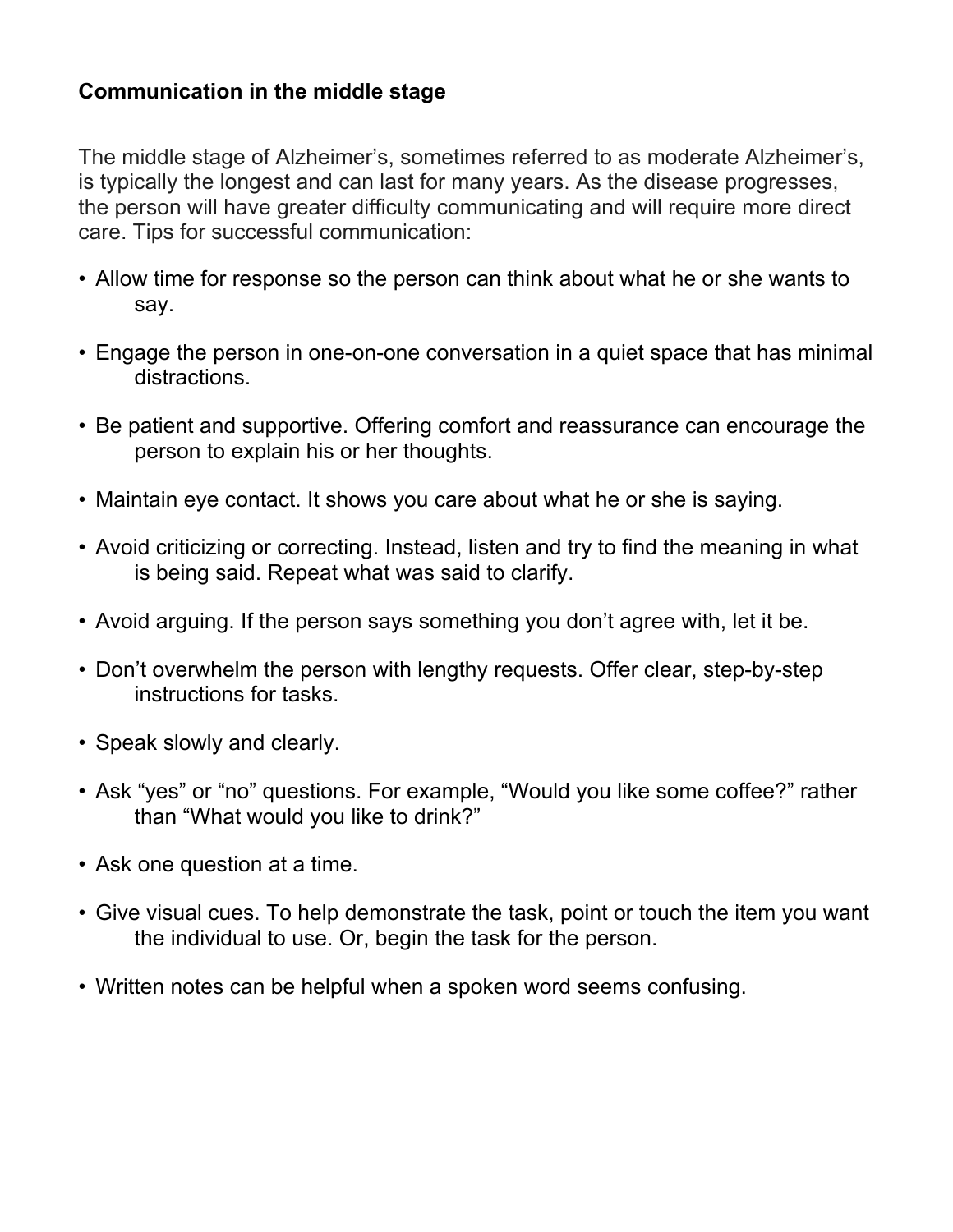**Communication in the middle stage**

The middle stage of Alzheimer's, sometimes referred to as moderate Alzheimer's, is typically the longest and can last for many years. As the disease progresses, the person will have greater difficulty communicating and will require more direct care. Tips for successful communication:

- Allow time for response so the person can think about what he or she wants to say.
- Engage the person in one-on-one conversation in a quiet space that has minimal distractions.
- Be patient and supportive. Offering comfort and reassurance can encourage the person to explain his or her thoughts.
- Maintain eye contact. It shows you care about what he or she is saying.
- Avoid criticizing or correcting. Instead, listen and try to find the meaning in what is being said. Repeat what was said to clarify.
- Avoid arguing. If the person says something you don't agree with, let it be.
- Don't overwhelm the person with lengthy requests. Offer clear, step-by-step instructions for tasks.
- Speak slowly and clearly.
- Ask "yes" or "no" questions. For example, "Would you like some coffee?" rather than "What would you like to drink?"
- Ask one question at a time.
- Give visual cues. To help demonstrate the task, point or touch the item you want the individual to use. Or, begin the task for the person.
- Written notes can be helpful when a spoken word seems confusing.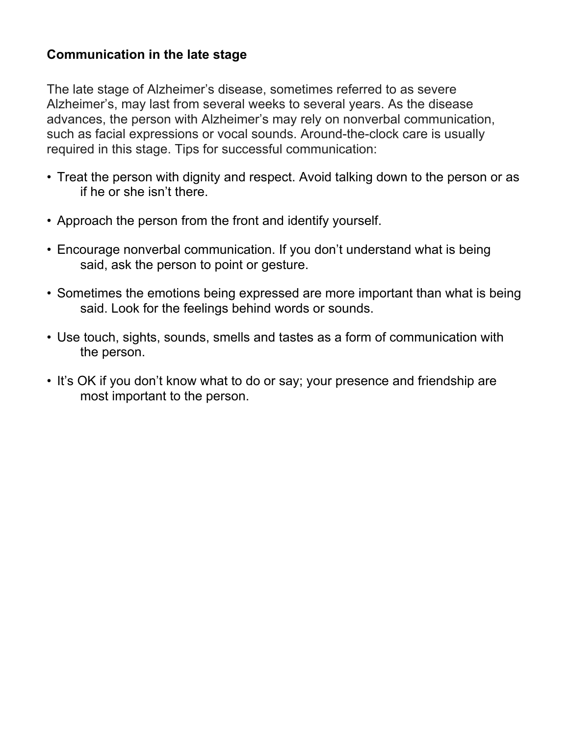**Communication in the late stage**

The late stage of Alzheimer's disease, sometimes referred to as severe Alzheimer's, may last from several weeks to several years. As the disease advances, the person with Alzheimer's may rely on nonverbal communication, such as facial expressions or vocal sounds. Around-the-clock care is usually required in this stage. Tips for successful communication:

- Treat the person with dignity and respect. Avoid talking down to the person or as if he or she isn't there.
- Approach the person from the front and identify yourself.
- Encourage nonverbal communication. If you don't understand what is being said, ask the person to point or gesture.
- Sometimes the emotions being expressed are more important than what is being said. Look for the feelings behind words or sounds.
- Use touch, sights, sounds, smells and tastes as a form of communication with the person.
- It's OK if you don't know what to do or say; your presence and friendship are most important to the person.